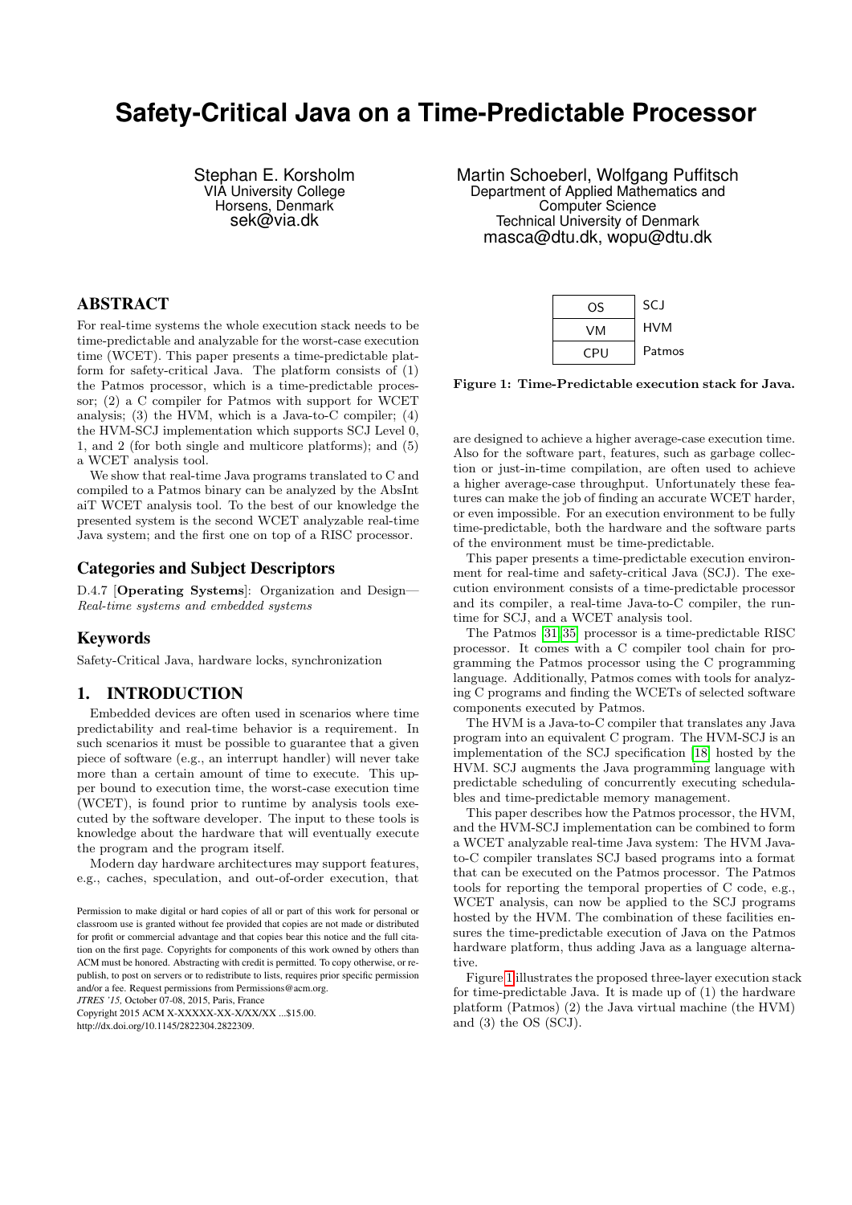# Safety-Critical Java on a Time-Predictable Processor

Stephan E. Korsholm
VIA University College
Horsens, Denmark
sek@via.dk

Martin Schoeberl, Wolfgang Puffitsch
Department of Applied Mathematics and Computer Science
Technical University of Denmark
masca@dtu.dk, wopu@dtu.dk

## ABSTRACT

For real-time systems the whole execution stack needs to be time-predictable and analyzable for the worst-case execution time (WCET). This paper presents a time-predictable platform for safety-critical Java. The platform consists of (1) the Patmos processor, which is a time-predictable processor; (2) a C compiler for Patmos with support for WCET analysis; (3) the HVM, which is a Java-to-C compiler; (4) the HVM-SCJ implementation which supports SCJ Level 0, 1, and 2 (for both single and multicore platforms); and (5) a WCET analysis tool.

We show that real-time Java programs translated to C and compiled to a Patmos binary can be analyzed by the AbsInt aiT WCET analysis tool. To the best of our knowledge the presented system is the second WCET analyzable real-time Java system; and the first one on top of a RISC processor.

## Categories and Subject Descriptors

D.4.7 [**Operating Systems**]: Organization and Design—*Real-time systems and embedded systems*

## Keywords

Safety-Critical Java, hardware locks, synchronization

## 1. INTRODUCTION

Embedded devices are often used in scenarios where time predictability and real-time behavior is a requirement. In such scenarios it must be possible to guarantee that a given piece of software (e.g., an interrupt handler) will never take more than a certain amount of time to execute. This upper bound to execution time, the worst-case execution time (WCET), is found prior to runtime by analysis tools executed by the software developer. The input to these tools is knowledge about the hardware that will eventually execute the program and the program itself.

Modern day hardware architectures may support features, e.g., caches, speculation, and out-of-order execution, that are designed to achieve a higher average-case execution time. Also for the software part, features, such as garbage collection or just-in-time compilation, are often used to achieve a higher average-case throughput. Unfortunately these features can make the job of finding an accurate WCET harder, or even impossible. For an execution environment to be fully time-predictable, both the hardware and the software parts of the environment must be time-predictable.

This paper presents a time-predictable execution environment for real-time and safety-critical Java (SCJ). The execution environment consists of a time-predictable processor and its compiler, a real-time Java-to-C compiler, the runtime for SCJ, and a WCET analysis tool.

The Patmos [31, 35] processor is a time-predictable RISC processor. It comes with a C compiler tool chain for programming the Patmos processor using the C programming language. Additionally, Patmos comes with tools for analyzing C programs and finding the WCETs of selected software components executed by Patmos.

The HVM is a Java-to-C compiler that translates any Java program into an equivalent C program. The HVM-SCJ is an implementation of the SCJ specification [18] hosted by the HVM. SCJ augments the Java programming language with predictable scheduling of concurrently executing schedulables and time-predictable memory management.

This paper describes how the Patmos processor, the HVM, and the HVM-SCJ implementation can be combined to form a WCET analyzable real-time Java system: The HVM Java-to-C compiler translates SCJ based programs into a format that can be executed on the Patmos processor. The Patmos tools for reporting the temporal properties of C code, e.g., WCET analysis, can now be applied to the SCJ programs hosted by the HVM. The combination of these facilities ensures the time-predictable execution of Java on the Patmos hardware platform, thus adding Java as a language alternative.

Figure 1 illustrates the proposed three-layer execution stack for time-predictable Java. It is made up of (1) the hardware platform (Patmos) (2) the Java virtual machine (the HVM) and (3) the OS (SCJ).

| | |
|---|---|
| OS | SCJ |
| VM | HVM |
| CPU | Patmos |

**Figure 1: Time-Predictable execution stack for Java.**

Permission to make digital or hard copies of all or part of this work for personal or classroom use is granted without fee provided that copies are not made or distributed for profit or commercial advantage and that copies bear this notice and the full citation on the first page. Copyrights for components of this work owned by others than ACM must be honored. Abstracting with credit is permitted. To copy otherwise, or republish, to post on servers or to redistribute to lists, requires prior specific permission and/or a fee. Request permissions from Permissions@acm.org.
*JTRES '15,* October 07-08, 2015, Paris, France
Copyright 2015 ACM X-XXXXX-XX-X/XX/XX ...$15.00.
http://dx.doi.org/10.1145/2822304.2822309.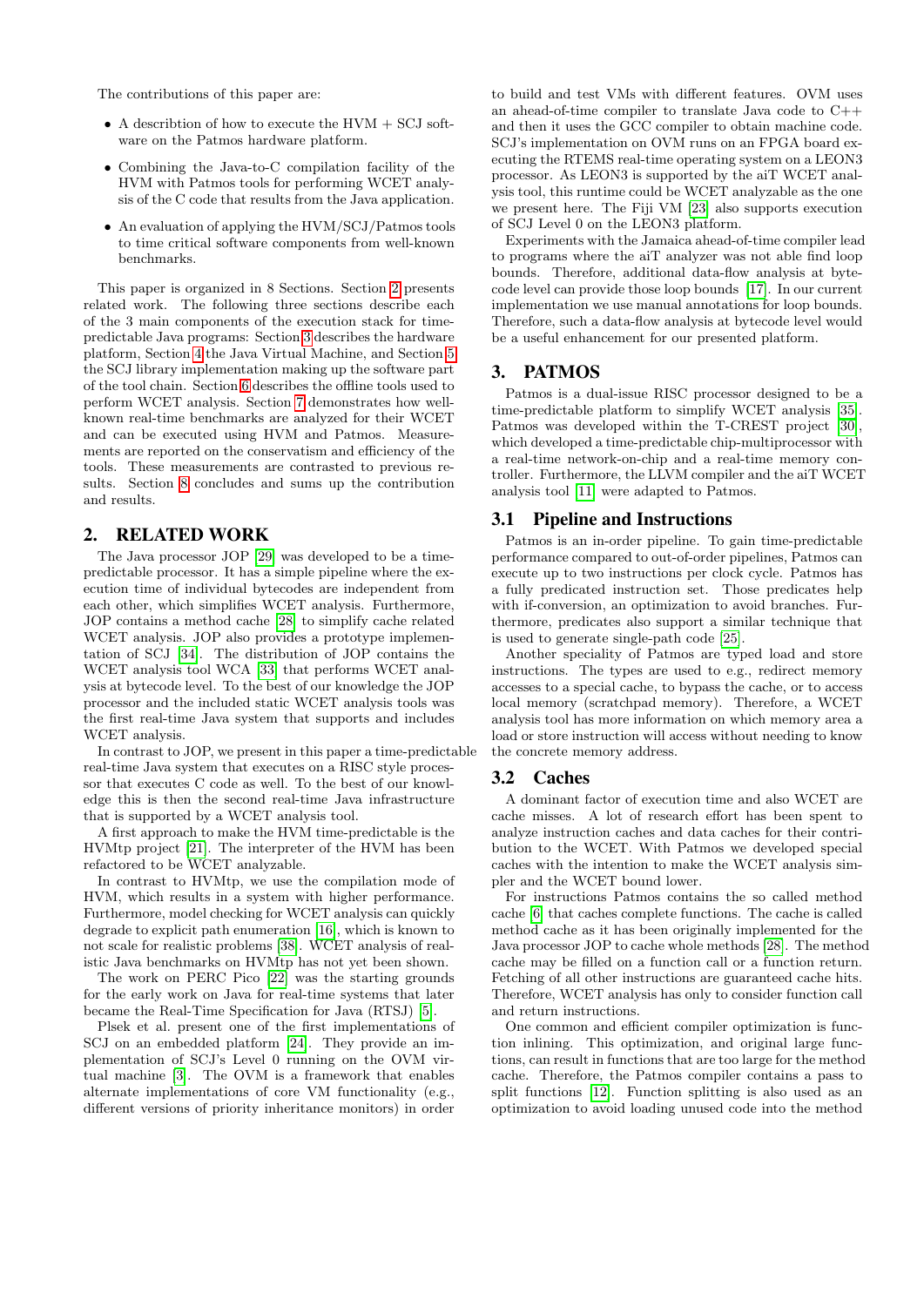The contributions of this paper are:

- A describtion of how to execute the HVM + SCJ software on the Patmos hardware platform.
- Combining the Java-to-C compilation facility of the HVM with Patmos tools for performing WCET analysis of the C code that results from the Java application.
- An evaluation of applying the HVM/SCJ/Patmos tools to time critical software components from well-known benchmarks.

This paper is organized in 8 Sections. Section 2 presents related work. The following three sections describe each of the 3 main components of the execution stack for time-predictable Java programs: Section 3 describes the hardware platform, Section 4 the Java Virtual Machine, and Section 5 the SCJ library implementation making up the software part of the tool chain. Section 6 describes the offline tools used to perform WCET analysis. Section 7 demonstrates how well-known real-time benchmarks are analyzed for their WCET and can be executed using HVM and Patmos. Measurements are reported on the conservatism and efficiency of the tools. These measurements are contrasted to previous results. Section 8 concludes and sums up the contribution and results.

## 2. RELATED WORK

The Java processor JOP [29] was developed to be a time-predictable processor. It has a simple pipeline where the execution time of individual bytecodes are independent from each other, which simplifies WCET analysis. Furthermore, JOP contains a method cache [28] to simplify cache related WCET analysis. JOP also provides a prototype implementation of SCJ [34]. The distribution of JOP contains the WCET analysis tool WCA [33] that performs WCET analysis at bytecode level. To the best of our knowledge the JOP processor and the included static WCET analysis tools was the first real-time Java system that supports and includes WCET analysis.

In contrast to JOP, we present in this paper a time-predictable real-time Java system that executes on a RISC style processor that executes C code as well. To the best of our knowledge this is then the second real-time Java infrastructure that is supported by a WCET analysis tool.

A first approach to make the HVM time-predictable is the HVMtp project [21]. The interpreter of the HVM has been refactored to be WCET analyzable.

In contrast to HVMtp, we use the compilation mode of HVM, which results in a system with higher performance. Furthermore, model checking for WCET analysis can quickly degrade to explicit path enumeration [16], which is known to not scale for realistic problems [38]. WCET analysis of realistic Java benchmarks on HVMtp has not yet been shown.

The work on PERC Pico [22] was the starting grounds for the early work on Java for real-time systems that later became the Real-Time Specification for Java (RTSJ) [5].

Plsek et al. present one of the first implementations of SCJ on an embedded platform [24]. They provide an implementation of SCJ's Level 0 running on the OVM virtual machine [3]. The OVM is a framework that enables alternate implementations of core VM functionality (e.g., different versions of priority inheritance monitors) in order to build and test VMs with different features. OVM uses an ahead-of-time compiler to translate Java code to C++ and then it uses the GCC compiler to obtain machine code. SCJ's implementation on OVM runs on an FPGA board executing the RTEMS real-time operating system on a LEON3 processor. As LEON3 is supported by the aiT WCET analysis tool, this runtime could be WCET analyzable as the one we present here. The Fiji VM [23] also supports execution of SCJ Level 0 on the LEON3 platform.

Experiments with the Jamaica ahead-of-time compiler lead to programs where the aiT analyzer was not able find loop bounds. Therefore, additional data-flow analysis at bytecode level can provide those loop bounds [17]. In our current implementation we use manual annotations for loop bounds. Therefore, such a data-flow analysis at bytecode level would be a useful enhancement for our presented platform.

## 3. PATMOS

Patmos is a dual-issue RISC processor designed to be a time-predictable platform to simplify WCET analysis [35]. Patmos was developed within the T-CREST project [30], which developed a time-predictable chip-multiprocessor with a real-time network-on-chip and a real-time memory controller. Furthermore, the LLVM compiler and the aiT WCET analysis tool [11] were adapted to Patmos.

### 3.1 Pipeline and Instructions

Patmos is an in-order pipeline. To gain time-predictable performance compared to out-of-order pipelines, Patmos can execute up to two instructions per clock cycle. Patmos has a fully predicated instruction set. Those predicates help with if-conversion, an optimization to avoid branches. Furthermore, predicates also support a similar technique that is used to generate single-path code [25].

Another speciality of Patmos are typed load and store instructions. The types are used to e.g., redirect memory accesses to a special cache, to bypass the cache, or to access local memory (scratchpad memory). Therefore, a WCET analysis tool has more information on which memory area a load or store instruction will access without needing to know the concrete memory address.

### 3.2 Caches

A dominant factor of execution time and also WCET are cache misses. A lot of research effort has been spent to analyze instruction caches and data caches for their contribution to the WCET. With Patmos we developed special caches with the intention to make the WCET analysis simpler and the WCET bound lower.

For instructions Patmos contains the so called method cache [6] that caches complete functions. The cache is called method cache as it has been originally implemented for the Java processor JOP to cache whole methods [28]. The method cache may be filled on a function call or a function return. Fetching of all other instructions are guaranteed cache hits. Therefore, WCET analysis has only to consider function call and return instructions.

One common and efficient compiler optimization is function inlining. This optimization, and original large functions, can result in functions that are too large for the method cache. Therefore, the Patmos compiler contains a pass to split functions [12]. Function splitting is also used as an optimization to avoid loading unused code into the method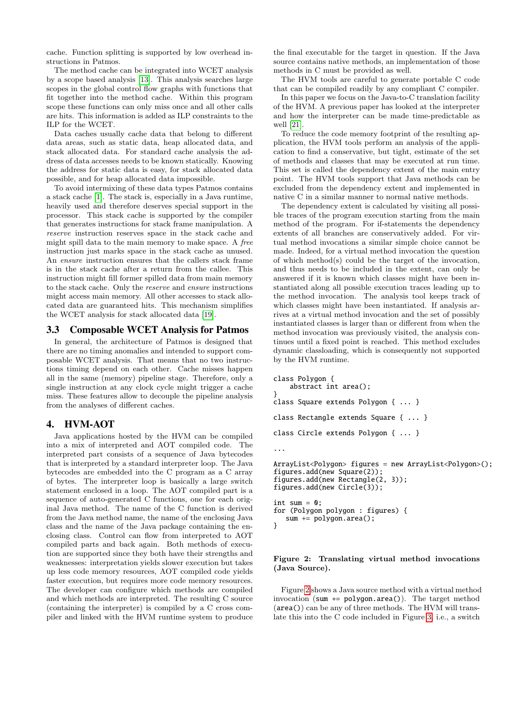cache. Function splitting is supported by low overhead instructions in Patmos.

The method cache can be integrated into WCET analysis by a scope based analysis [13]. This analysis searches large scopes in the global control flow graphs with functions that fit together into the method cache. Within this program scope these functions can only miss once and all other calls are hits. This information is added as ILP constraints to the ILP for the WCET.

Data caches usually cache data that belong to different data areas, such as static data, heap allocated data, and stack allocated data. For standard cache analysis the address of data accesses needs to be known statically. Knowing the address for static data is easy, for stack allocated data possible, and for heap allocated data impossible.

To avoid intermixing of these data types Patmos contains a stack cache [1]. The stack is, especially in a Java runtime, heavily used and therefore deserves special support in the processor. This stack cache is supported by the compiler that generates instructions for stack frame manipulation. A *reserve* instruction reserves space in the stack cache and might spill data to the main memory to make space. A *free* instruction just marks space in the stack cache as unused. An *ensure* instruction ensures that the callers stack frame is in the stack cache after a return from the callee. This instruction might fill former spilled data from main memory to the stack cache. Only the *reserve* and *ensure* instructions might access main memory. All other accesses to stack allocated data are guaranteed hits. This mechanism simplifies the WCET analysis for stack allocated data [19].

## 3.3 Composable WCET Analysis for Patmos

In general, the architecture of Patmos is designed that there are no timing anomalies and intended to support composable WCET analysis. That means that no two instructions timing depend on each other. Cache misses happen all in the same (memory) pipeline stage. Therefore, only a single instruction at any clock cycle might trigger a cache miss. These features allow to decouple the pipeline analysis from the analyses of different caches.

# 4. HVM-AOT

Java applications hosted by the HVM can be compiled into a mix of interpreted and AOT compiled code. The interpreted part consists of a sequence of Java bytecodes that is interpreted by a standard interpreter loop. The Java bytecodes are embedded into the C program as a C array of bytes. The interpreter loop is basically a large switch statement enclosed in a loop. The AOT compiled part is a sequence of auto-generated C functions, one for each original Java method. The name of the C function is derived from the Java method name, the name of the enclosing Java class and the name of the Java package containing the enclosing class. Control can flow from interpreted to AOT compiled parts and back again. Both methods of execution are supported since they both have their strengths and weaknesses: interpretation yields slower execution but takes up less code memory resources, AOT compiled code yields faster execution, but requires more code memory resources. The developer can configure which methods are compiled and which methods are interpreted. The resulting C source (containing the interpreter) is compiled by a C cross compiler and linked with the HVM runtime system to produce the final executable for the target in question. If the Java source contains native methods, an implementation of those methods in C must be provided as well.

The HVM tools are careful to generate portable C code that can be compiled readily by any compliant C compiler.

In this paper we focus on the Java-to-C translation facility of the HVM. A previous paper has looked at the interpreter and how the interpreter can be made time-predictable as well [21].

To reduce the code memory footprint of the resulting application, the HVM tools perform an analysis of the application to find a conservative, but tight, estimate of the set of methods and classes that may be executed at run time. This set is called the dependency extent of the main entry point. The HVM tools support that Java methods can be excluded from the dependency extent and implemented in native C in a similar manner to normal native methods.

The dependency extent is calculated by visiting all possible traces of the program execution starting from the main method of the program. For if-statements the dependency extents of all branches are conservatively added. For virtual method invocations a similar simple choice cannot be made. Indeed, for a virtual method invocation the question of which method(s) could be the target of the invocation, and thus needs to be included in the extent, can only be answered if it is known which classes might have been instantiated along all possible execution traces leading up to the method invocation. The analysis tool keeps track of which classes might have been instantiated. If analysis arrives at a virtual method invocation and the set of possibly instantiated classes is larger than or different from when the method invocation was previously visited, the analysis continues until a fixed point is reached. This method excludes dynamic classloading, which is consequently not supported by the HVM runtime.

```
class Polygon {
    abstract int area();
}
class Square extends Polygon { ... }

class Rectangle extends Square { ... }

class Circle extends Polygon { ... }

...

ArrayList<Polygon> figures = new ArrayList<Polygon>();
figures.add(new Square(2));
figures.add(new Rectangle(2, 3));
figures.add(new Circle(3));

int sum = 0;
for (Polygon polygon : figures) {
   sum += polygon.area();
}
```

**Figure 2: Translating virtual method invocations (Java Source).**

Figure 2 shows a Java source method with a virtual method invocation (`sum += polygon.area()`). The target method (`area()`) can be any of three methods. The HVM will translate this into the C code included in Figure 3, i.e., a switch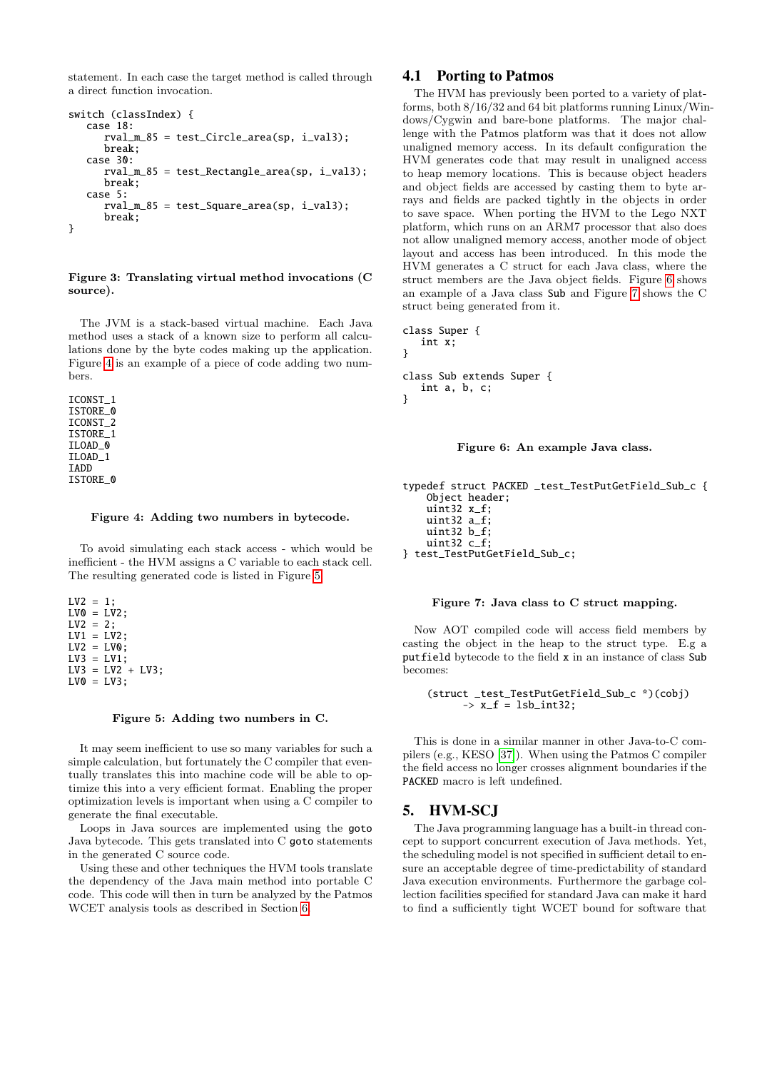statement. In each case the target method is called through a direct function invocation.

```
switch (classIndex) {
   case 18:
      rval_m_85 = test_Circle_area(sp, i_val3);
      break;
   case 30:
      rval_m_85 = test_Rectangle_area(sp, i_val3);
      break;
   case 5:
      rval_m_85 = test_Square_area(sp, i_val3);
      break;
}
```

**Figure 3: Translating virtual method invocations (C source).**

The JVM is a stack-based virtual machine. Each Java method uses a stack of a known size to perform all calculations done by the byte codes making up the application. Figure 4 is an example of a piece of code adding two numbers.

```
ICONST_1
ISTORE_0
ICONST_2
ISTORE_1
ILOAD_0
ILOAD_1
IADD
ISTORE_0
```

**Figure 4: Adding two numbers in bytecode.**

To avoid simulating each stack access - which would be inefficient - the HVM assigns a C variable to each stack cell. The resulting generated code is listed in Figure 5.

```
LV2 = 1;
LV0 = LV2;
LV2 = 2;
LV1 = LV2;
LV2 = LV0;
LV3 = LV1;
LV3 = LV2 + LV3;
LV0 = LV3;
```

**Figure 5: Adding two numbers in C.**

It may seem inefficient to use so many variables for such a simple calculation, but fortunately the C compiler that eventually translates this into machine code will be able to optimize this into a very efficient format. Enabling the proper optimization levels is important when using a C compiler to generate the final executable.

Loops in Java sources are implemented using the `goto` Java bytecode. This gets translated into C `goto` statements in the generated C source code.

Using these and other techniques the HVM tools translate the dependency of the Java main method into portable C code. This code will then in turn be analyzed by the Patmos WCET analysis tools as described in Section 6.

## 4.1 Porting to Patmos

The HVM has previously been ported to a variety of platforms, both 8/16/32 and 64 bit platforms running Linux/Windows/Cygwin and bare-bone platforms. The major challenge with the Patmos platform was that it does not allow unaligned memory access. In its default configuration the HVM generates code that may result in unaligned access to heap memory locations. This is because object headers and object fields are accessed by casting them to byte arrays and fields are packed tightly in the objects in order to save space. When porting the HVM to the Lego NXT platform, which runs on an ARM7 processor that also does not allow unaligned memory access, another mode of object layout and access has been introduced. In this mode the HVM generates a C struct for each Java class, where the struct members are the Java object fields. Figure 6 shows an example of a Java class `Sub` and Figure 7 shows the C struct being generated from it.

```
class Super {
   int x;
}

class Sub extends Super {
   int a, b, c;
}
```

**Figure 6: An example Java class.**

```
typedef struct PACKED _test_TestPutGetField_Sub_c {
    Object header;
    uint32 x_f;
    uint32 a_f;
    uint32 b_f;
    uint32 c_f;
} test_TestPutGetField_Sub_c;
```

**Figure 7: Java class to C struct mapping.**

Now AOT compiled code will access field members by casting the object in the heap to the struct type. E.g a `putfield` bytecode to the field `x` in an instance of class `Sub` becomes:

```
(struct _test_TestPutGetField_Sub_c *)(cobj)
      -> x_f = lsb_int32;
```

This is done in a similar manner in other Java-to-C compilers (e.g., KESO [37]). When using the Patmos C compiler the field access no longer crosses alignment boundaries if the `PACKED` macro is left undefined.

# 5. HVM-SCJ

The Java programming language has a built-in thread concept to support concurrent execution of Java methods. Yet, the scheduling model is not specified in sufficient detail to ensure an acceptable degree of time-predictability of standard Java execution environments. Furthermore the garbage collection facilities specified for standard Java can make it hard to find a sufficiently tight WCET bound for software that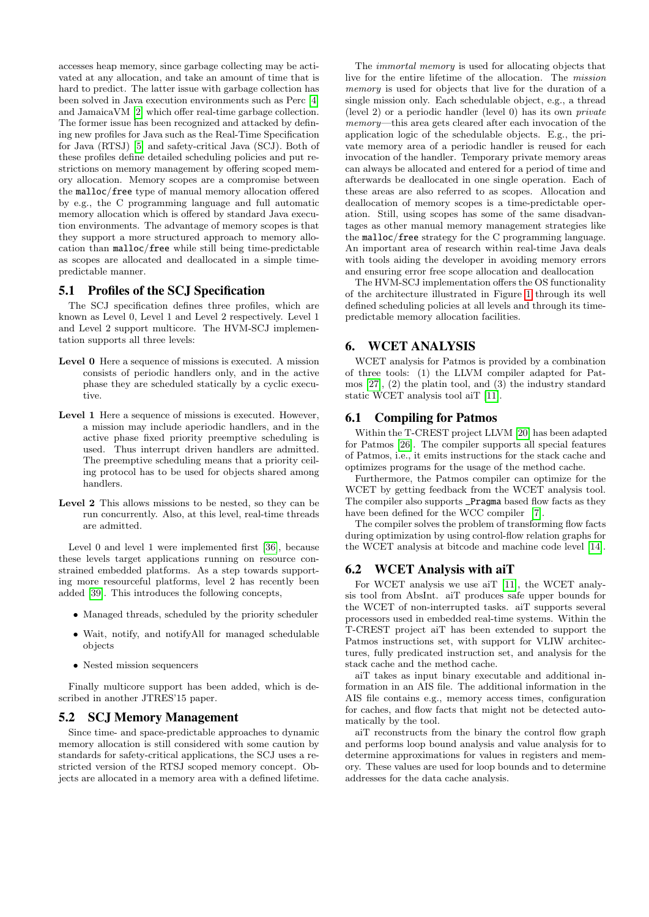accesses heap memory, since garbage collecting may be activated at any allocation, and take an amount of time that is hard to predict. The latter issue with garbage collection has been solved in Java execution environments such as Perc [4] and JamaicaVM [2] which offer real-time garbage collection. The former issue has been recognized and attacked by defining new profiles for Java such as the Real-Time Specification for Java (RTSJ) [5] and safety-critical Java (SCJ). Both of these profiles define detailed scheduling policies and put restrictions on memory management by offering scoped memory allocation. Memory scopes are a compromise between the `malloc`/`free` type of manual memory allocation offered by e.g., the C programming language and full automatic memory allocation which is offered by standard Java execution environments. The advantage of memory scopes is that they support a more structured approach to memory allocation than `malloc`/`free` while still being time-predictable as scopes are allocated and deallocated in a simple time-predictable manner.

## 5.1 Profiles of the SCJ Specification

The SCJ specification defines three profiles, which are known as Level 0, Level 1 and Level 2 respectively. Level 1 and Level 2 support multicore. The HVM-SCJ implementation supports all three levels:

**Level 0** Here a sequence of missions is executed. A mission consists of periodic handlers only, and in the active phase they are scheduled statically by a cyclic executive.

**Level 1** Here a sequence of missions is executed. However, a mission may include aperiodic handlers, and in the active phase fixed priority preemptive scheduling is used. Thus interrupt driven handlers are admitted. The preemptive scheduling means that a priority ceiling protocol has to be used for objects shared among handlers.

**Level 2** This allows missions to be nested, so they can be run concurrently. Also, at this level, real-time threads are admitted.

Level 0 and level 1 were implemented first [36], because these levels target applications running on resource constrained embedded platforms. As a step towards supporting more resourceful platforms, level 2 has recently been added [39]. This introduces the following concepts,

- Managed threads, scheduled by the priority scheduler
- Wait, notify, and notifyAll for managed schedulable objects
- Nested mission sequencers

Finally multicore support has been added, which is described in another JTRES'15 paper.

## 5.2 SCJ Memory Management

Since time- and space-predictable approaches to dynamic memory allocation is still considered with some caution by standards for safety-critical applications, the SCJ uses a restricted version of the RTSJ scoped memory concept. Objects are allocated in a memory area with a defined lifetime.

The *immortal memory* is used for allocating objects that live for the entire lifetime of the allocation. The *mission memory* is used for objects that live for the duration of a single mission only. Each schedulable object, e.g., a thread (level 2) or a periodic handler (level 0) has its own *private memory*—this area gets cleared after each invocation of the application logic of the schedulable objects. E.g., the private memory area of a periodic handler is reused for each invocation of the handler. Temporary private memory areas can always be allocated and entered for a period of time and afterwards be deallocated in one single operation. Each of these areas are also referred to as scopes. Allocation and deallocation of memory scopes is a time-predictable operation. Still, using scopes has some of the same disadvantages as other manual memory management strategies like the `malloc`/`free` strategy for the C programming language. An important area of research within real-time Java deals with tools aiding the developer in avoiding memory errors and ensuring error free scope allocation and deallocation

The HVM-SCJ implementation offers the OS functionality of the architecture illustrated in Figure 1 through its well defined scheduling policies at all levels and through its time-predictable memory allocation facilities.

# 6. WCET ANALYSIS

WCET analysis for Patmos is provided by a combination of three tools: (1) the LLVM compiler adapted for Patmos [27], (2) the platin tool, and (3) the industry standard static WCET analysis tool aiT [11].

## 6.1 Compiling for Patmos

Within the T-CREST project LLVM [20] has been adapted for Patmos [26]. The compiler supports all special features of Patmos, i.e., it emits instructions for the stack cache and optimizes programs for the usage of the method cache.

Furthermore, the Patmos compiler can optimize for the WCET by getting feedback from the WCET analysis tool. The compiler also supports `_Pragma` based flow facts as they have been defined for the WCC compiler [7].

The compiler solves the problem of transforming flow facts during optimization by using control-flow relation graphs for the WCET analysis at bitcode and machine code level [14].

## 6.2 WCET Analysis with aiT

For WCET analysis we use aiT [11], the WCET analysis tool from AbsInt. aiT produces safe upper bounds for the WCET of non-interrupted tasks. aiT supports several processors used in embedded real-time systems. Within the T-CREST project aiT has been extended to support the Patmos instructions set, with support for VLIW architectures, fully predicated instruction set, and analysis for the stack cache and the method cache.

aiT takes as input binary executable and additional information in an AIS file. The additional information in the AIS file contains e.g., memory access times, configuration for caches, and flow facts that might not be detected automatically by the tool.

aiT reconstructs from the binary the control flow graph and performs loop bound analysis and value analysis for to determine approximations for values in registers and memory. These values are used for loop bounds and to determine addresses for the data cache analysis.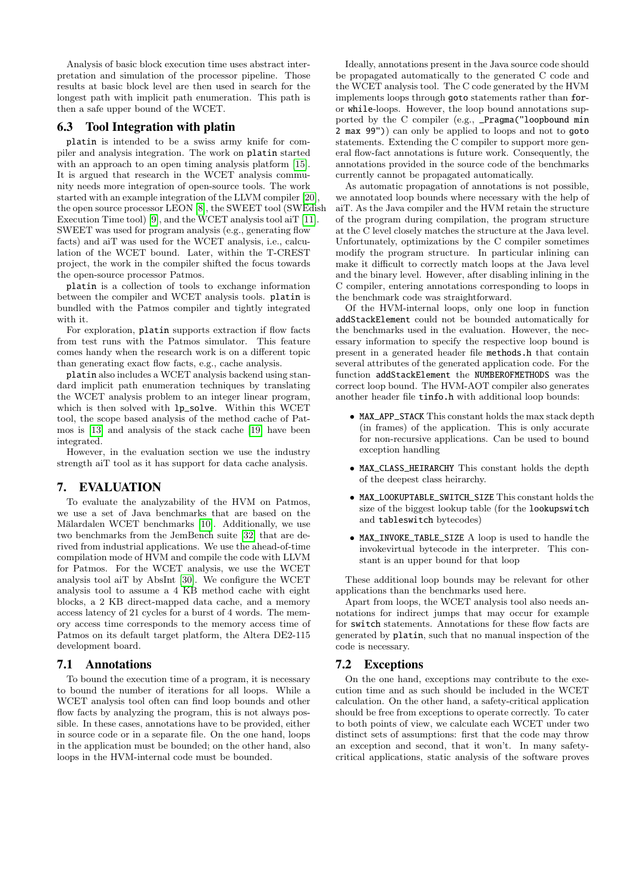Analysis of basic block execution time uses abstract interpretation and simulation of the processor pipeline. Those results at basic block level are then used in search for the longest path with implicit path enumeration. This path is then a safe upper bound of the WCET.

### 6.3 Tool Integration with platin

`platin` is intended to be a swiss army knife for compiler and analysis integration. The work on `platin` started with an approach to an open timing analysis platform [15]. It is argued that research in the WCET analysis community needs more integration of open-source tools. The work started with an example integration of the LLVM compiler [20], the open source processor LEON [8], the SWEET tool (SWEdish Execution Time tool) [9], and the WCET analysis tool aiT [11]. SWEET was used for program analysis (e.g., generating flow facts) and aiT was used for the WCET analysis, i.e., calculation of the WCET bound. Later, within the T-CREST project, the work in the compiler shifted the focus towards the open-source processor Patmos.

`platin` is a collection of tools to exchange information between the compiler and WCET analysis tools. `platin` is bundled with the Patmos compiler and tightly integrated with it.

For exploration, `platin` supports extraction if flow facts from test runs with the Patmos simulator. This feature comes handy when the research work is on a different topic than generating exact flow facts, e.g., cache analysis.

`platin` also includes a WCET analysis backend using standard implicit path enumeration techniques by translating the WCET analysis problem to an integer linear program, which is then solved with `lp_solve`. Within this WCET tool, the scope based analysis of the method cache of Patmos is [13] and analysis of the stack cache [19] have been integrated.

However, in the evaluation section we use the industry strength aiT tool as it has support for data cache analysis.

## 7. EVALUATION

To evaluate the analyzability of the HVM on Patmos, we use a set of Java benchmarks that are based on the Mälardalen WCET benchmarks [10]. Additionally, we use two benchmarks from the JemBench suite [32] that are derived from industrial applications. We use the ahead-of-time compilation mode of HVM and compile the code with LLVM for Patmos. For the WCET analysis, we use the WCET analysis tool aiT by AbsInt [30]. We configure the WCET analysis tool to assume a 4 KB method cache with eight blocks, a 2 KB direct-mapped data cache, and a memory access latency of 21 cycles for a burst of 4 words. The memory access time corresponds to the memory access time of Patmos on its default target platform, the Altera DE2-115 development board.

### 7.1 Annotations

To bound the execution time of a program, it is necessary to bound the number of iterations for all loops. While a WCET analysis tool often can find loop bounds and other flow facts by analyzing the program, this is not always possible. In these cases, annotations have to be provided, either in source code or in a separate file. On the one hand, loops in the application must be bounded; on the other hand, also loops in the HVM-internal code must be bounded.

Ideally, annotations present in the Java source code should be propagated automatically to the generated C code and the WCET analysis tool. The C code generated by the HVM implements loops through `goto` statements rather than `for`- or `while`-loops. However, the loop bound annotations supported by the C compiler (e.g., `_Pragma("loopbound min 2 max 99")`) can only be applied to loops and not to `goto` statements. Extending the C compiler to support more general flow-fact annotations is future work. Consequently, the annotations provided in the source code of the benchmarks currently cannot be propagated automatically.

As automatic propagation of annotations is not possible, we annotated loop bounds where necessary with the help of aiT. As the Java compiler and the HVM retain the structure of the program during compilation, the program structure at the C level closely matches the structure at the Java level. Unfortunately, optimizations by the C compiler sometimes modify the program structure. In particular inlining can make it difficult to correctly match loops at the Java level and the binary level. However, after disabling inlining in the C compiler, entering annotations corresponding to loops in the benchmark code was straightforward.

Of the HVM-internal loops, only one loop in function `addStackElement` could not be bounded automatically for the benchmarks used in the evaluation. However, the necessary information to specify the respective loop bound is present in a generated header file `methods.h` that contain several attributes of the generated application code. For the function `addStackElement` the `NUMBEROFMETHODS` was the correct loop bound. The HVM-AOT compiler also generates another header file `tinfo.h` with additional loop bounds:

- `MAX_APP_STACK` This constant holds the max stack depth (in frames) of the application. This is only accurate for non-recursive applications. Can be used to bound exception handling
- `MAX_CLASS_HEIRARCHY` This constant holds the depth of the deepest class heirarchy.
- `MAX_LOOKUPTABLE_SWITCH_SIZE` This constant holds the size of the biggest lookup table (for the `lookupswitch` and `tableswitch` bytecodes)
- `MAX_INVOKE_TABLE_SIZE` A loop is used to handle the invokevirtual bytecode in the interpreter. This constant is an upper bound for that loop

These additional loop bounds may be relevant for other applications than the benchmarks used here.

Apart from loops, the WCET analysis tool also needs annotations for indirect jumps that may occur for example for `switch` statements. Annotations for these flow facts are generated by `platin`, such that no manual inspection of the code is necessary.

### 7.2 Exceptions

On the one hand, exceptions may contribute to the execution time and as such should be included in the WCET calculation. On the other hand, a safety-critical application should be free from exceptions to operate correctly. To cater to both points of view, we calculate each WCET under two distinct sets of assumptions: first that the code may throw an exception and second, that it won't. In many safety-critical applications, static analysis of the software proves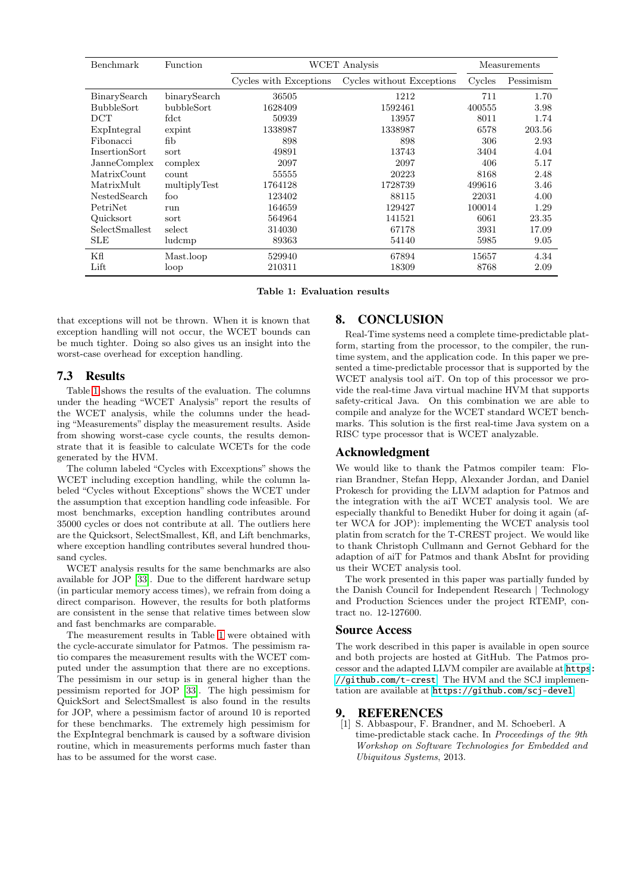| Benchmark | Function | WCET Analysis | | Measurements | |
|---|---|---|---|---|---|
| | | Cycles with Exceptions | Cycles without Exceptions | Cycles | Pessimism |
| BinarySearch | binarySearch | 36505 | 1212 | 711 | 1.70 |
| BubbleSort | bubbleSort | 1628409 | 1592461 | 400555 | 3.98 |
| DCT | fdct | 50939 | 13957 | 8011 | 1.74 |
| ExpIntegral | expint | 1338987 | 1338987 | 6578 | 203.56 |
| Fibonacci | fib | 898 | 898 | 306 | 2.93 |
| InsertionSort | sort | 49891 | 13743 | 3404 | 4.04 |
| JanneComplex | complex | 2097 | 2097 | 406 | 5.17 |
| MatrixCount | count | 55555 | 20223 | 8168 | 2.48 |
| MatrixMult | multiplyTest | 1764128 | 1728739 | 499616 | 3.46 |
| NestedSearch | foo | 123402 | 88115 | 22031 | 4.00 |
| PetriNet | run | 164659 | 129427 | 100014 | 1.29 |
| Quicksort | sort | 564964 | 141521 | 6061 | 23.35 |
| SelectSmallest | select | 314030 | 67178 | 3931 | 17.09 |
| SLE | ludcmp | 89363 | 54140 | 5985 | 9.05 |
| Kfl | Mast.loop | 529940 | 67894 | 15657 | 4.34 |
| Lift | loop | 210311 | 18309 | 8768 | 2.09 |

**Table 1: Evaluation results**

that exceptions will not be thrown. When it is known that exception handling will not occur, the WCET bounds can be much tighter. Doing so also gives us an insight into the worst-case overhead for exception handling.

## 7.3 Results

Table 1 shows the results of the evaluation. The columns under the heading "WCET Analysis" report the results of the WCET analysis, while the columns under the heading "Measurements" display the measurement results. Aside from showing worst-case cycle counts, the results demonstrate that it is feasible to calculate WCETs for the code generated by the HVM.

The column labeled "Cycles with Excexptions" shows the WCET including exception handling, while the column labeled "Cycles without Exceptions" shows the WCET under the assumption that exception handling code infeasible. For most benchmarks, exception handling contributes around 35000 cycles or does not contribute at all. The outliers here are the Quicksort, SelectSmallest, Kfl, and Lift benchmarks, where exception handling contributes several hundred thousand cycles.

WCET analysis results for the same benchmarks are also available for JOP [33]. Due to the different hardware setup (in particular memory access times), we refrain from doing a direct comparison. However, the results for both platforms are consistent in the sense that relative times between slow and fast benchmarks are comparable.

The measurement results in Table 1 were obtained with the cycle-accurate simulator for Patmos. The pessimism ratio compares the measurement results with the WCET computed under the assumption that there are no exceptions. The pessimism in our setup is in general higher than the pessimism reported for JOP [33]. The high pessimism for QuickSort and SelectSmallest is also found in the results for JOP, where a pessimism factor of around 10 is reported for these benchmarks. The extremely high pessimism for the ExpIntegral benchmark is caused by a software division routine, which in measurements performs much faster than has to be assumed for the worst case.

# 8. CONCLUSION

Real-Time systems need a complete time-predictable platform, starting from the processor, to the compiler, the runtime system, and the application code. In this paper we presented a time-predictable processor that is supported by the WCET analysis tool aiT. On top of this processor we provide the real-time Java virtual machine HVM that supports safety-critical Java. On this combination we are able to compile and analyze for the WCET standard WCET benchmarks. This solution is the first real-time Java system on a RISC type processor that is WCET analyzable.

## Acknowledgment

We would like to thank the Patmos compiler team: Florian Brandner, Stefan Hepp, Alexander Jordan, and Daniel Prokesch for providing the LLVM adaption for Patmos and the integration with the aiT WCET analysis tool. We are especially thankful to Benedikt Huber for doing it again (after WCA for JOP): implementing the WCET analysis tool platin from scratch for the T-CREST project. We would like to thank Christoph Cullmann and Gernot Gebhard for the adaption of aiT for Patmos and thank AbsInt for providing us their WCET analysis tool.

The work presented in this paper was partially funded by the Danish Council for Independent Research | Technology and Production Sciences under the project RTEMP, contract no. 12-127600.

## Source Access

The work described in this paper is available in open source and both projects are hosted at GitHub. The Patmos processor and the adapted LLVM compiler are available at https://github.com/t-crest. The HVM and the SCJ implementation are available at https://github.com/scj-devel.

# 9. REFERENCES

[1] S. Abbaspour, F. Brandner, and M. Schoeberl. A time-predictable stack cache. In *Proceedings of the 9th Workshop on Software Technologies for Embedded and Ubiquitous Systems*, 2013.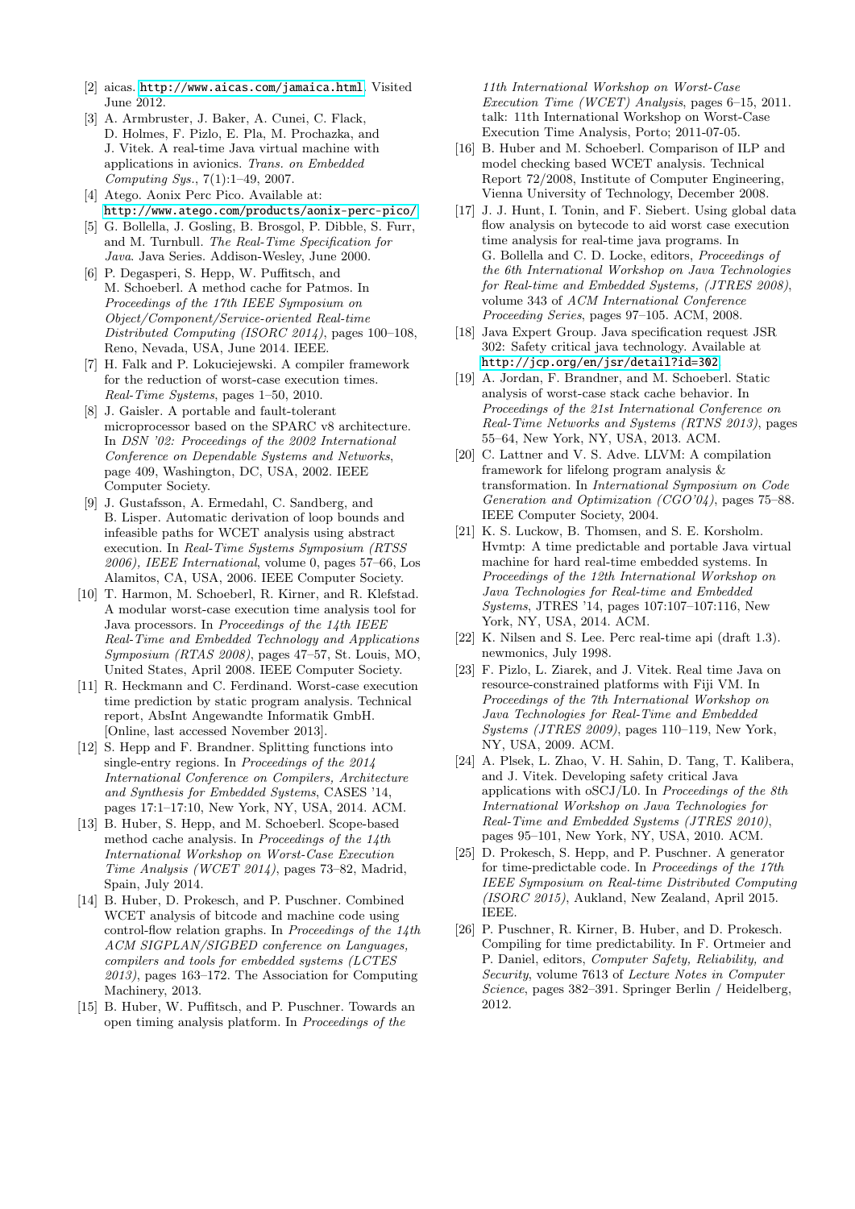[2] aicas. http://www.aicas.com/jamaica.html. Visited June 2012.

[3] A. Armbruster, J. Baker, A. Cunei, C. Flack, D. Holmes, F. Pizlo, E. Pla, M. Prochazka, and J. Vitek. A real-time Java virtual machine with applications in avionics. *Trans. on Embedded Computing Sys.*, 7(1):1–49, 2007.

[4] Atego. Aonix Perc Pico. Available at: http://www.atego.com/products/aonix-perc-pico/.

[5] G. Bollella, J. Gosling, B. Brosgol, P. Dibble, S. Furr, and M. Turnbull. *The Real-Time Specification for Java*. Java Series. Addison-Wesley, June 2000.

[6] P. Degasperi, S. Hepp, W. Puffitsch, and M. Schoeberl. A method cache for Patmos. In *Proceedings of the 17th IEEE Symposium on Object/Component/Service-oriented Real-time Distributed Computing (ISORC 2014)*, pages 100–108, Reno, Nevada, USA, June 2014. IEEE.

[7] H. Falk and P. Lokuciejewski. A compiler framework for the reduction of worst-case execution times. *Real-Time Systems*, pages 1–50, 2010.

[8] J. Gaisler. A portable and fault-tolerant microprocessor based on the SPARC v8 architecture. In *DSN '02: Proceedings of the 2002 International Conference on Dependable Systems and Networks*, page 409, Washington, DC, USA, 2002. IEEE Computer Society.

[9] J. Gustafsson, A. Ermedahl, C. Sandberg, and B. Lisper. Automatic derivation of loop bounds and infeasible paths for WCET analysis using abstract execution. In *Real-Time Systems Symposium (RTSS 2006), IEEE International*, volume 0, pages 57–66, Los Alamitos, CA, USA, 2006. IEEE Computer Society.

[10] T. Harmon, M. Schoeberl, R. Kirner, and R. Klefstad. A modular worst-case execution time analysis tool for Java processors. In *Proceedings of the 14th IEEE Real-Time and Embedded Technology and Applications Symposium (RTAS 2008)*, pages 47–57, St. Louis, MO, United States, April 2008. IEEE Computer Society.

[11] R. Heckmann and C. Ferdinand. Worst-case execution time prediction by static program analysis. Technical report, AbsInt Angewandte Informatik GmbH. [Online, last accessed November 2013].

[12] S. Hepp and F. Brandner. Splitting functions into single-entry regions. In *Proceedings of the 2014 International Conference on Compilers, Architecture and Synthesis for Embedded Systems*, CASES '14, pages 17:1–17:10, New York, NY, USA, 2014. ACM.

[13] B. Huber, S. Hepp, and M. Schoeberl. Scope-based method cache analysis. In *Proceedings of the 14th International Workshop on Worst-Case Execution Time Analysis (WCET 2014)*, pages 73–82, Madrid, Spain, July 2014.

[14] B. Huber, D. Prokesch, and P. Puschner. Combined WCET analysis of bitcode and machine code using control-flow relation graphs. In *Proceedings of the 14th ACM SIGPLAN/SIGBED conference on Languages, compilers and tools for embedded systems (LCTES 2013)*, pages 163–172. The Association for Computing Machinery, 2013.

[15] B. Huber, W. Puffitsch, and P. Puschner. Towards an open timing analysis platform. In *Proceedings of the 11th International Workshop on Worst-Case Execution Time (WCET) Analysis*, pages 6–15, 2011. talk: 11th International Workshop on Worst-Case Execution Time Analysis, Porto; 2011-07-05.

[16] B. Huber and M. Schoeberl. Comparison of ILP and model checking based WCET analysis. Technical Report 72/2008, Institute of Computer Engineering, Vienna University of Technology, December 2008.

[17] J. J. Hunt, I. Tonin, and F. Siebert. Using global data flow analysis on bytecode to aid worst case execution time analysis for real-time java programs. In G. Bollella and C. D. Locke, editors, *Proceedings of the 6th International Workshop on Java Technologies for Real-time and Embedded Systems, (JTRES 2008)*, volume 343 of *ACM International Conference Proceeding Series*, pages 97–105. ACM, 2008.

[18] Java Expert Group. Java specification request JSR 302: Safety critical java technology. Available at http://jcp.org/en/jsr/detail?id=302.

[19] A. Jordan, F. Brandner, and M. Schoeberl. Static analysis of worst-case stack cache behavior. In *Proceedings of the 21st International Conference on Real-Time Networks and Systems (RTNS 2013)*, pages 55–64, New York, NY, USA, 2013. ACM.

[20] C. Lattner and V. S. Adve. LLVM: A compilation framework for lifelong program analysis & transformation. In *International Symposium on Code Generation and Optimization (CGO'04)*, pages 75–88. IEEE Computer Society, 2004.

[21] K. S. Luckow, B. Thomsen, and S. E. Korsholm. Hvmtp: A time predictable and portable Java virtual machine for hard real-time embedded systems. In *Proceedings of the 12th International Workshop on Java Technologies for Real-time and Embedded Systems*, JTRES '14, pages 107:107–107:116, New York, NY, USA, 2014. ACM.

[22] K. Nilsen and S. Lee. Perc real-time api (draft 1.3). newmonics, July 1998.

[23] F. Pizlo, L. Ziarek, and J. Vitek. Real time Java on resource-constrained platforms with Fiji VM. In *Proceedings of the 7th International Workshop on Java Technologies for Real-Time and Embedded Systems (JTRES 2009)*, pages 110–119, New York, NY, USA, 2009. ACM.

[24] A. Plsek, L. Zhao, V. H. Sahin, D. Tang, T. Kalibera, and J. Vitek. Developing safety critical Java applications with oSCJ/L0. In *Proceedings of the 8th International Workshop on Java Technologies for Real-Time and Embedded Systems (JTRES 2010)*, pages 95–101, New York, NY, USA, 2010. ACM.

[25] D. Prokesch, S. Hepp, and P. Puschner. A generator for time-predictable code. In *Proceedings of the 17th IEEE Symposium on Real-Time Distributed Computing (ISORC 2015)*, Aukland, New Zealand, April 2015. IEEE.

[26] P. Puschner, R. Kirner, B. Huber, and D. Prokesch. Compiling for time predictability. In F. Ortmeier and P. Daniel, editors, *Computer Safety, Reliability, and Security*, volume 7613 of *Lecture Notes in Computer Science*, pages 382–391. Springer Berlin / Heidelberg, 2012.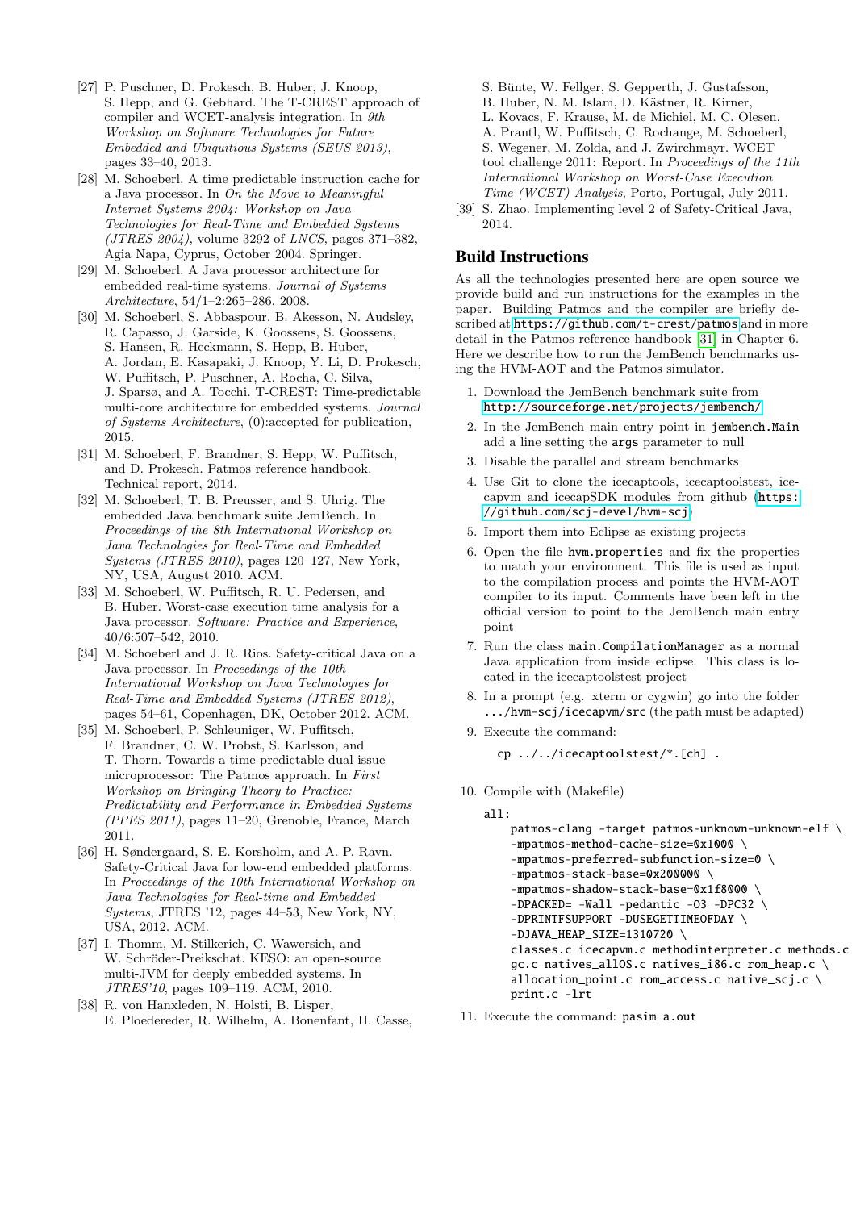[27] P. Puschner, D. Prokesch, B. Huber, J. Knoop, S. Hepp, and G. Gebhard. The T-CREST approach of compiler and WCET-analysis integration. In *9th Workshop on Software Technologies for Future Embedded and Ubiquitious Systems (SEUS 2013)*, pages 33–40, 2013.

[28] M. Schoeberl. A time predictable instruction cache for a Java processor. In *On the Move to Meaningful Internet Systems 2004: Workshop on Java Technologies for Real-Time and Embedded Systems (JTRES 2004)*, volume 3292 of *LNCS*, pages 371–382, Agia Napa, Cyprus, October 2004. Springer.

[29] M. Schoeberl. A Java processor architecture for embedded real-time systems. *Journal of Systems Architecture*, 54/1–2:265–286, 2008.

[30] M. Schoeberl, S. Abbaspour, B. Akesson, N. Audsley, R. Capasso, J. Garside, K. Goossens, S. Goossens, S. Hansen, R. Heckmann, S. Hepp, B. Huber, A. Jordan, E. Kasapaki, J. Knoop, Y. Li, D. Prokesch, W. Puffitsch, P. Puschner, A. Rocha, C. Silva, J. Sparsø, and A. Tocchi. T-CREST: Time-predictable multi-core architecture for embedded systems. *Journal of Systems Architecture*, (0):accepted for publication, 2015.

[31] M. Schoeberl, F. Brandner, S. Hepp, W. Puffitsch, and D. Prokesch. Patmos reference handbook. Technical report, 2014.

[32] M. Schoeberl, T. B. Preusser, and S. Uhrig. The embedded Java benchmark suite JemBench. In *Proceedings of the 8th International Workshop on Java Technologies for Real-Time and Embedded Systems (JTRES 2010)*, pages 120–127, New York, NY, USA, August 2010. ACM.

[33] M. Schoeberl, W. Puffitsch, R. U. Pedersen, and B. Huber. Worst-case execution time analysis for a Java processor. *Software: Practice and Experience*, 40/6:507–542, 2010.

[34] M. Schoeberl and J. R. Rios. Safety-critical Java on a Java processor. In *Proceedings of the 10th International Workshop on Java Technologies for Real-Time and Embedded Systems (JTRES 2012)*, pages 54–61, Copenhagen, DK, October 2012. ACM.

[35] M. Schoeberl, P. Schleuniger, W. Puffitsch, F. Brandner, C. W. Probst, S. Karlsson, and T. Thorn. Towards a time-predictable dual-issue microprocessor: The Patmos approach. In *First Workshop on Bringing Theory to Practice: Predictability and Performance in Embedded Systems (PPES 2011)*, pages 11–20, Grenoble, France, March 2011.

[36] H. Søndergaard, S. E. Korsholm, and A. P. Ravn. Safety-Critical Java for low-end embedded platforms. In *Proceedings of the 10th International Workshop on Java Technologies for Real-time and Embedded Systems*, JTRES '12, pages 44–53, New York, NY, USA, 2012. ACM.

[37] I. Thomm, M. Stilkerich, C. Wawersich, and W. Schröder-Preikschat. KESO: an open-source multi-JVM for deeply embedded systems. In *JTRES'10*, pages 109–119. ACM, 2010.

[38] R. von Hanxleden, N. Holsti, B. Lisper, E. Ploedereder, R. Wilhelm, A. Bonenfant, H. Casse, S. Bünte, W. Fellger, S. Gepperth, J. Gustafsson, B. Huber, N. M. Islam, D. Kästner, R. Kirner, L. Kovacs, F. Krause, M. de Michiel, M. C. Olesen, A. Prantl, W. Puffitsch, C. Rochange, M. Schoeberl, S. Wegener, M. Zolda, and J. Zwirchmayr. WCET tool challenge 2011: Report. In *Proceedings of the 11th International Workshop on Worst-Case Execution Time (WCET) Analysis*, Porto, Portugal, July 2011.

[39] S. Zhao. Implementing level 2 of Safety-Critical Java, 2014.

## Build Instructions

As all the technologies presented here are open source we provide build and run instructions for the examples in the paper. Building Patmos and the compiler are briefly described at `https://github.com/t-crest/patmos` and in more detail in the Patmos reference handbook [31] in Chapter 6. Here we describe how to run the JemBench benchmarks using the HVM-AOT and the Patmos simulator.

1. Download the JemBench benchmark suite from `http://sourceforge.net/projects/jembench/`
2. In the JemBench main entry point in `jembench.Main` add a line setting the `args` parameter to null
3. Disable the parallel and stream benchmarks
4. Use Git to clone the icecaptools, icecaptoolstest, icecapvm and icecapSDK modules from github (`https://github.com/scj-devel/hvm-scj`)
5. Import them into Eclipse as existing projects
6. Open the file `hvm.properties` and fix the properties to match your environment. This file is used as input to the compilation process and points the HVM-AOT compiler to its input. Comments have been left in the official version to point to the JemBench main entry point
7. Run the class `main.CompilationManager` as a normal Java application from inside eclipse. This class is located in the icecaptoolstest project
8. In a prompt (e.g. xterm or cygwin) go into the folder `.../hvm-scj/icecapvm/src` (the path must be adapted)
9. Execute the command:

   ```
   cp ../../icecaptoolstest/*.[ch] .
   ```

10. Compile with (Makefile)

    ```
    all:
        patmos-clang -target patmos-unknown-unknown-elf \
        -mpatmos-method-cache-size=0x1000 \
        -mpatmos-preferred-subfunction-size=0 \
        -mpatmos-stack-base=0x200000 \
        -mpatmos-shadow-stack-base=0x1f8000 \
        -DPACKED= -Wall -pedantic -O3 -DPC32 \
        -DPRINTFSUPPORT -DUSEGETTIMEOFDAY \
        -DJAVA_HEAP_SIZE=1310720 \
        classes.c icecapvm.c methodinterpreter.c methods.c
        gc.c natives_allOS.c natives_i86.c rom_heap.c \
        allocation_point.c rom_access.c native_scj.c \
        print.c -lrt
    ```

11. Execute the command: `pasim a.out`